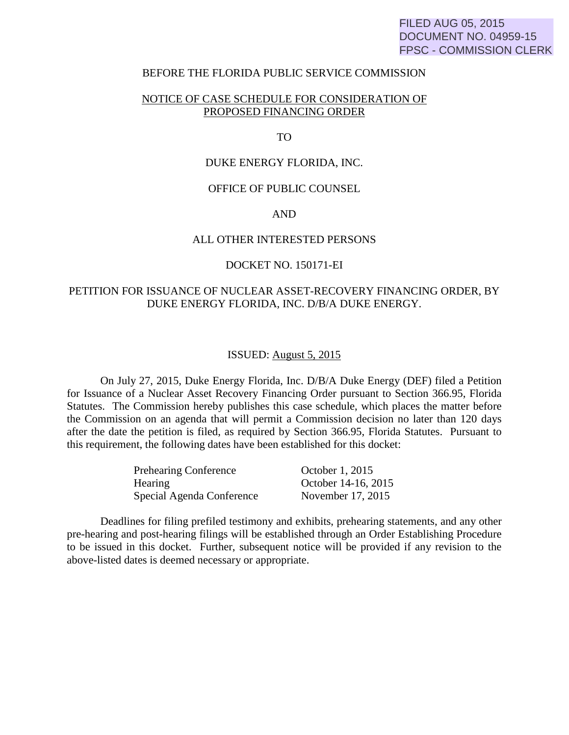FILED AUG 05, 2015
DOCUMENT NO. 04959-15
FPSC - COMMISSION CLERK

BEFORE THE FLORIDA PUBLIC SERVICE COMMISSION

NOTICE OF CASE SCHEDULE FOR CONSIDERATION OF PROPOSED FINANCING ORDER

TO

DUKE ENERGY FLORIDA, INC.

OFFICE OF PUBLIC COUNSEL

AND

ALL OTHER INTERESTED PERSONS

DOCKET NO. 150171-EI

PETITION FOR ISSUANCE OF NUCLEAR ASSET-RECOVERY FINANCING ORDER, BY DUKE ENERGY FLORIDA, INC. D/B/A DUKE ENERGY.

ISSUED: August 5, 2015

On July 27, 2015, Duke Energy Florida, Inc. D/B/A Duke Energy (DEF) filed a Petition for Issuance of a Nuclear Asset Recovery Financing Order pursuant to Section 366.95, Florida Statutes. The Commission hereby publishes this case schedule, which places the matter before the Commission on an agenda that will permit a Commission decision no later than 120 days after the date the petition is filed, as required by Section 366.95, Florida Statutes. Pursuant to this requirement, the following dates have been established for this docket:

| | |
|---|---|
| Prehearing Conference | October 1, 2015 |
| Hearing | October 14-16, 2015 |
| Special Agenda Conference | November 17, 2015 |

Deadlines for filing prefiled testimony and exhibits, prehearing statements, and any other pre-hearing and post-hearing filings will be established through an Order Establishing Procedure to be issued in this docket. Further, subsequent notice will be provided if any revision to the above-listed dates is deemed necessary or appropriate.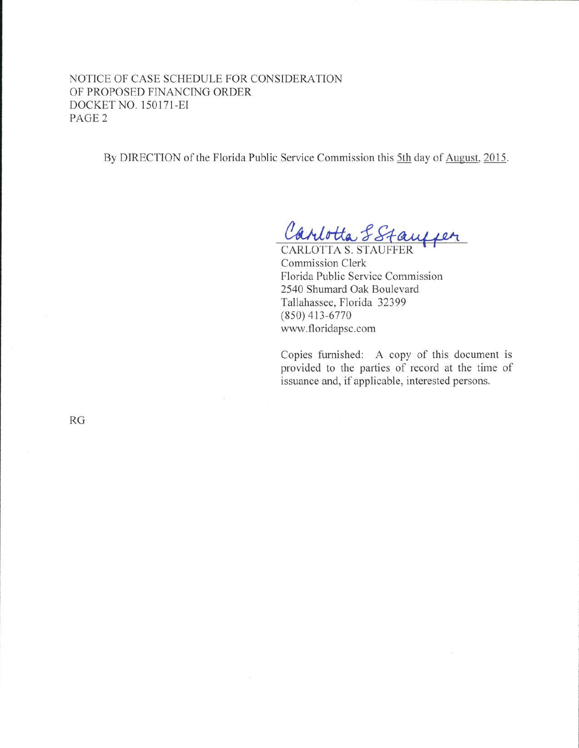By DIRECTION of the Florida Public Service Commission this 5th day of August, 2015.

Carlotta S. Stauffer

CARLOTTA S. STAUFFER
Commission Clerk
Florida Public Service Commission
2540 Shumard Oak Boulevard
Tallahassee, Florida 32399
(850) 413-6770
www.floridapsc.com

Copies furnished: A copy of this document is provided to the parties of record at the time of issuance and, if applicable, interested persons.

RG